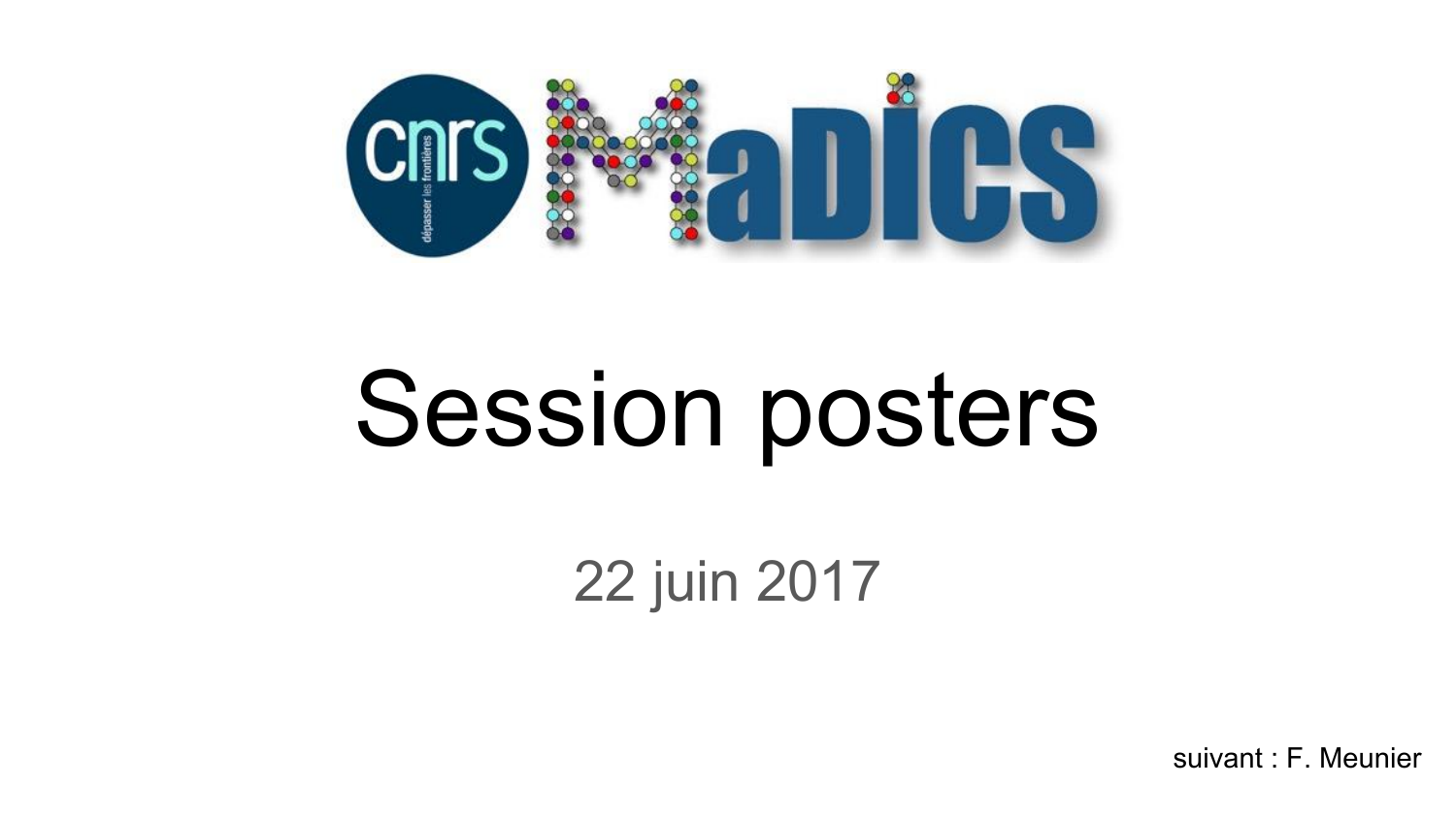# Session posters

22 juin 2017

suivant : F. Meunier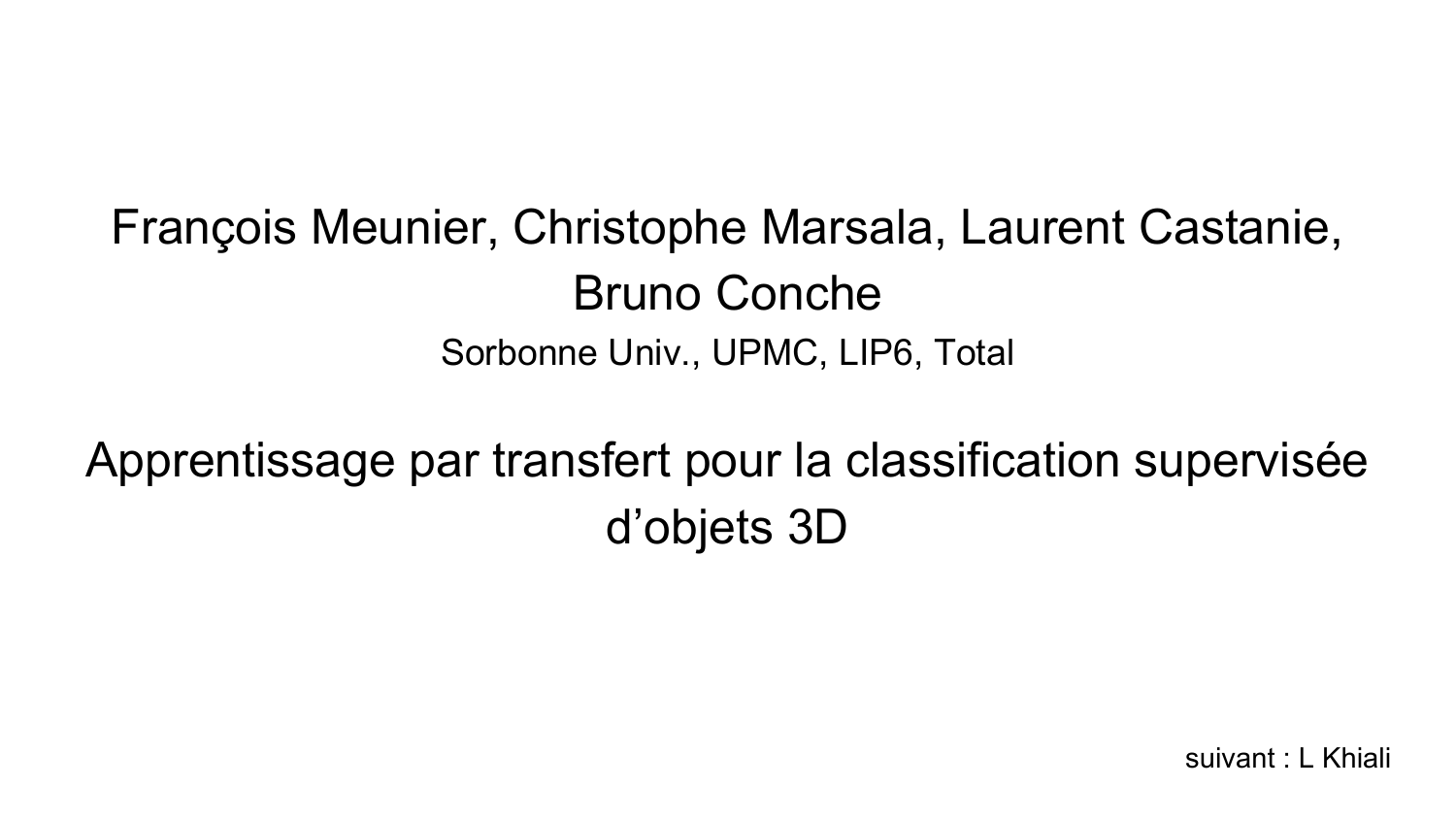François Meunier, Christophe Marsala, Laurent Castanie, Bruno Conche

Sorbonne Univ., UPMC, LIP6, Total

## Apprentissage par transfert pour la classification supervisée d’objets 3D

suivant : L Khiali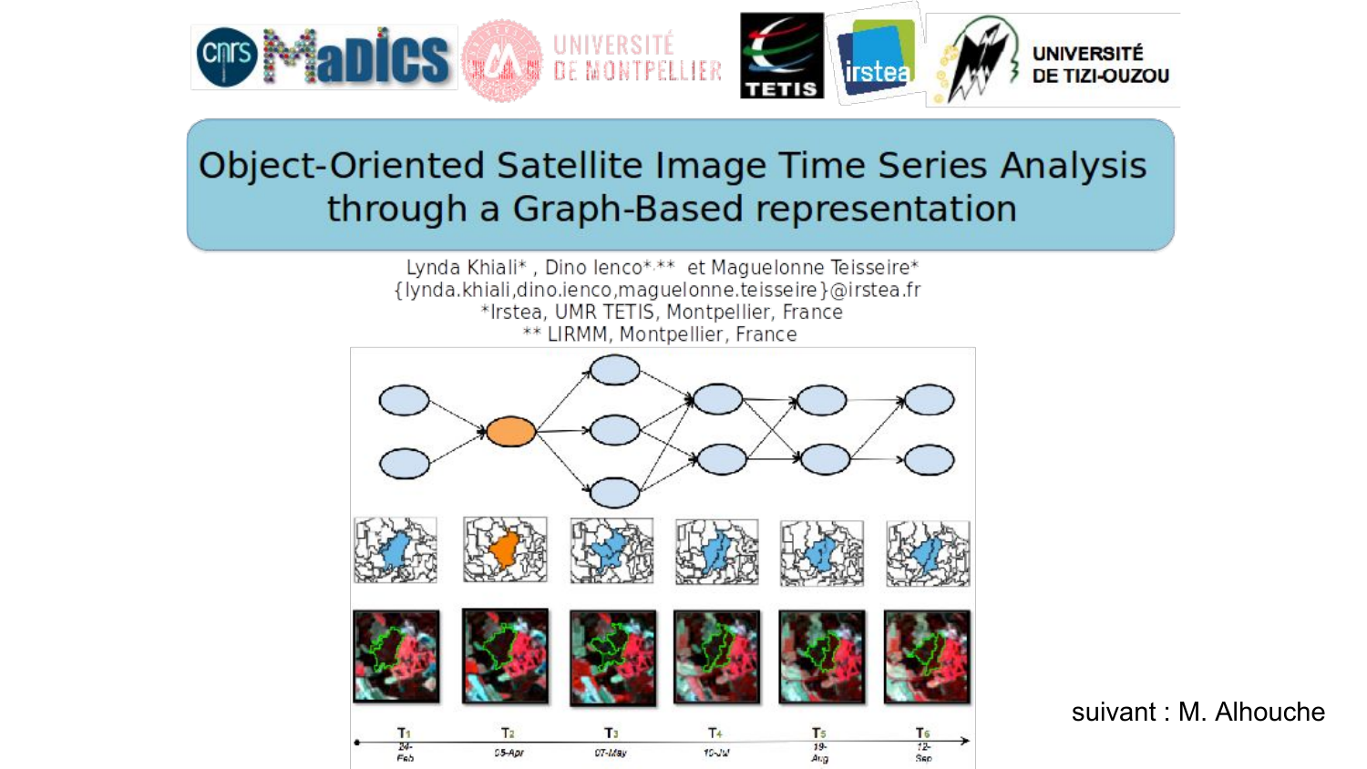# Object-Oriented Satellite Image Time Series Analysis through a Graph-Based representation

Lynda Khiali* , Dino Ienco*,** et Maguelonne Teisseire*

{lynda.khiali,dino.ienco,maguelonne.teisseire}@irstea.fr

*Irstea, UMR TETIS, Montpellier, France

** LIRMM, Montpellier, France

suivant : M. Alhouche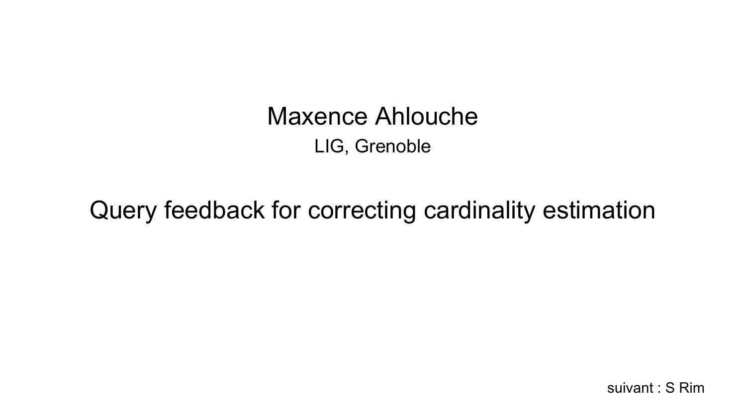Maxence Ahlouche

LIG, Grenoble

## Query feedback for correcting cardinality estimation

suivant : S Rim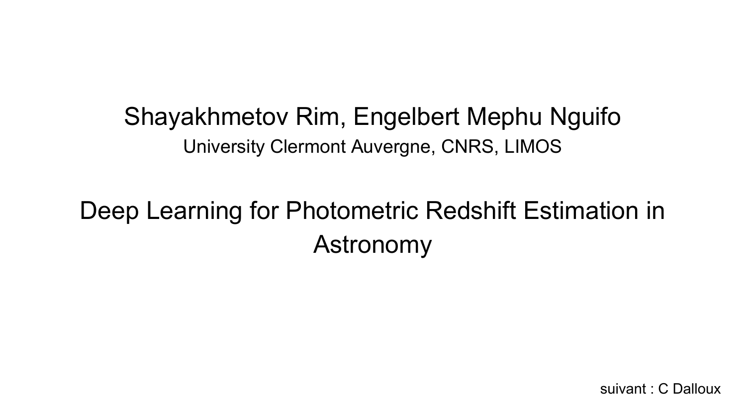Shayakhmetov Rim, Engelbert Mephu Nguifo

University Clermont Auvergne, CNRS, LIMOS

# Deep Learning for Photometric Redshift Estimation in Astronomy

suivant : C Dalloux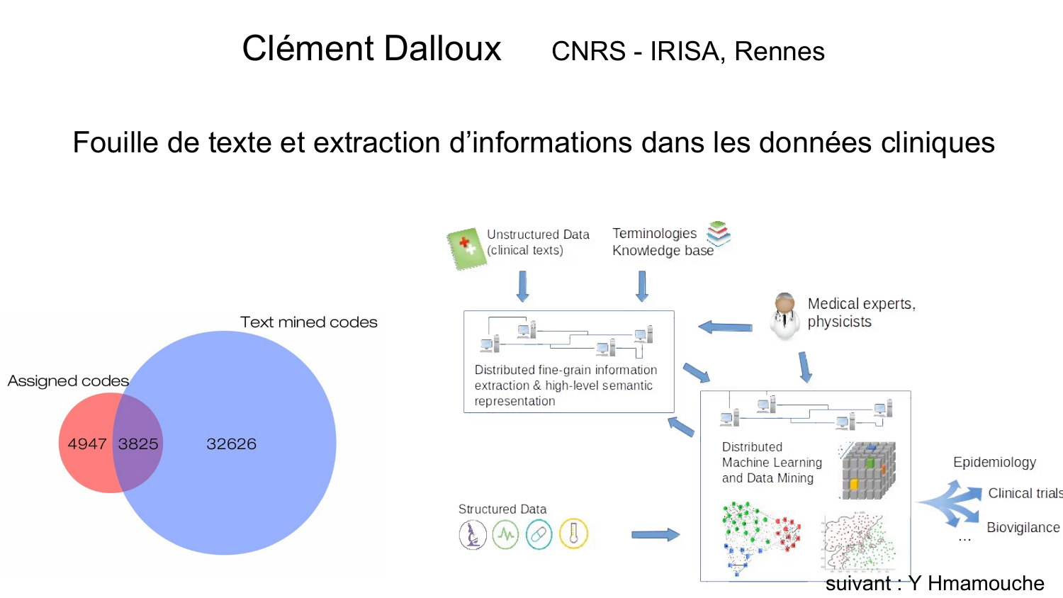# Clément Dalloux    CNRS - IRISA, Rennes

## Fouille de texte et extraction d'informations dans les données cliniques

Text mined codes

Assigned codes

4947 3825 32626

Unstructured Data (clinical texts)

Terminologies Knowledge base

Medical experts, pysicists

Distributed fine-grain information extraction & high-level semantic representation

Distributed Machine Learning and Data Mining

Structured Data

Epidemiology

Clinical trials

Biovigilance

...

suivant : Y Hmamouche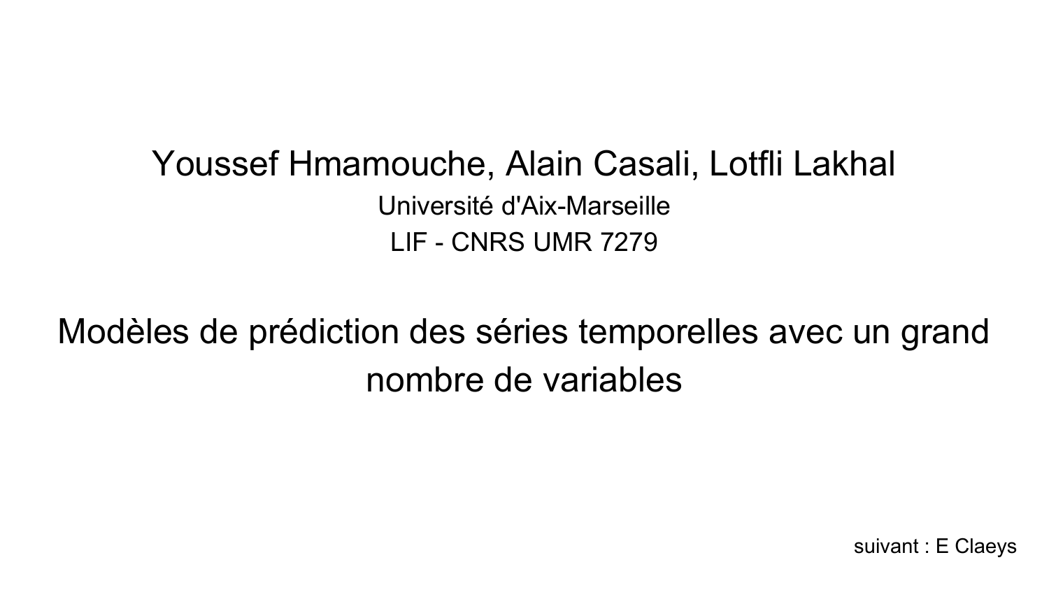Youssef Hmamouche, Alain Casali, Lotfli Lakhal

Université d'Aix-Marseille

LIF - CNRS UMR 7279

# Modèles de prédiction des séries temporelles avec un grand nombre de variables

suivant : E Claeys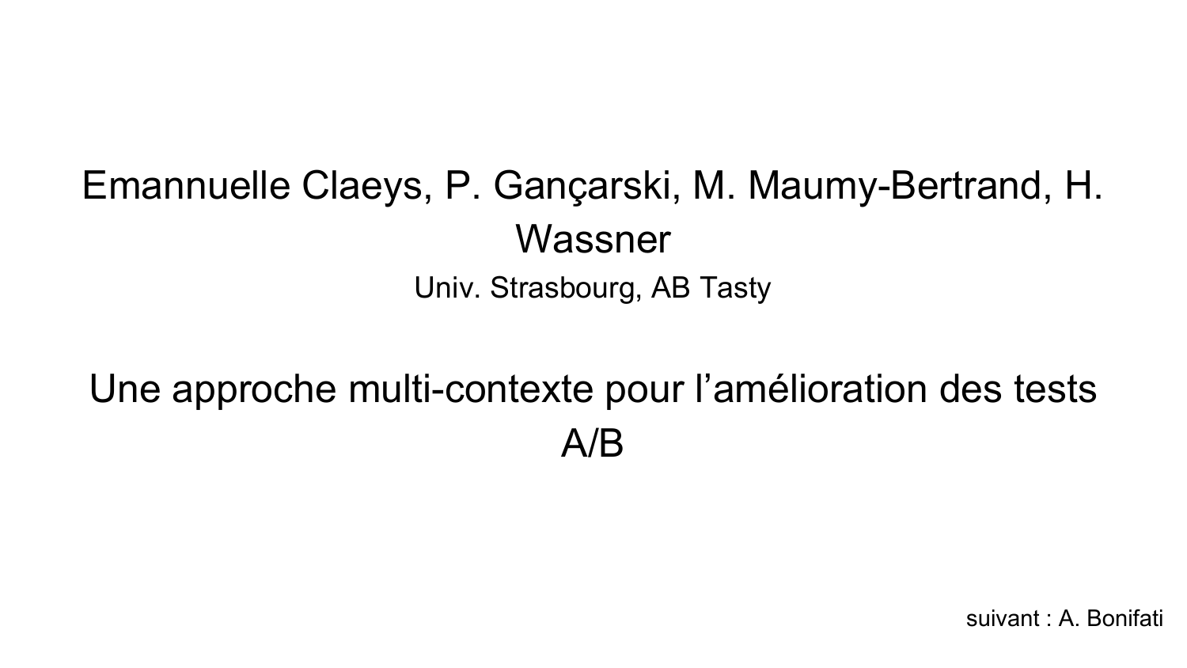Emannuelle Claeys, P. Gançarski, M. Maumy-Bertrand, H. Wassner

Univ. Strasbourg, AB Tasty

# Une approche multi-contexte pour l'amélioration des tests A/B

suivant : A. Bonifati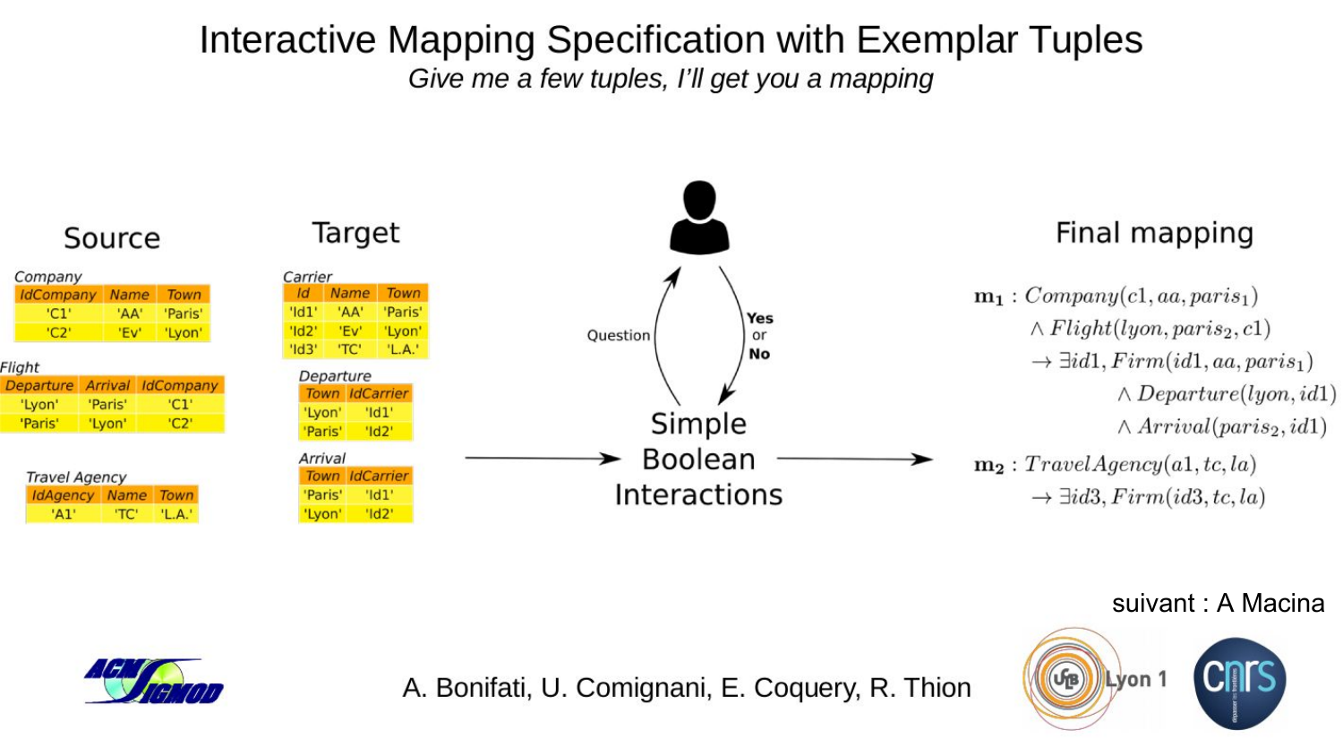# Interactive Mapping Specification with Exemplar Tuples

*Give me a few tuples, I'll get you a mapping*

## Source

*Company*

| IdCompany | Name | Town |
| --- | --- | --- |
| 'C1' | 'AA' | 'Paris' |
| 'C2' | 'Ev' | 'Lyon' |

*Flight*

| Departure | Arrival | IdCompany |
| --- | --- | --- |
| 'Lyon' | 'Paris' | 'C1' |
| 'Paris' | 'Lyon' | 'C2' |

*Travel Agency*

| IdAgency | Name | Town |
| --- | --- | --- |
| 'A1' | 'TC' | 'L.A.' |

## Target

*Carrier*

| Id | Name | Town |
| --- | --- | --- |
| 'Id1' | 'AA' | 'Paris' |
| 'Id2' | 'Ev' | 'Lyon' |
| 'Id3' | 'TC' | 'L.A.' |

*Departure*

| Town | IdCarrier |
| --- | --- |
| 'Lyon' | 'Id1' |
| 'Paris' | 'Id2' |

*Arrival*

| Town | IdCarrier |
| --- | --- |
| 'Paris' | 'Id1' |
| 'Lyon' | 'Id2' |

Question — Yes or No

Simple Boolean Interactions

## Final mapping

$$\mathbf{m_1}: Company(c1, aa, paris_1) \wedge Flight(lyon, paris_2, c1) \rightarrow \exists id1, Firm(id1, aa, paris_1) \wedge Departure(lyon, id1) \wedge Arrival(paris_2, id1)$$

$$\mathbf{m_2}: TravelAgency(a1, tc, la) \rightarrow \exists id3, Firm(id3, tc, la)$$

suivant : A Macina

A. Bonifati, U. Comignani, E. Coquery, R. Thion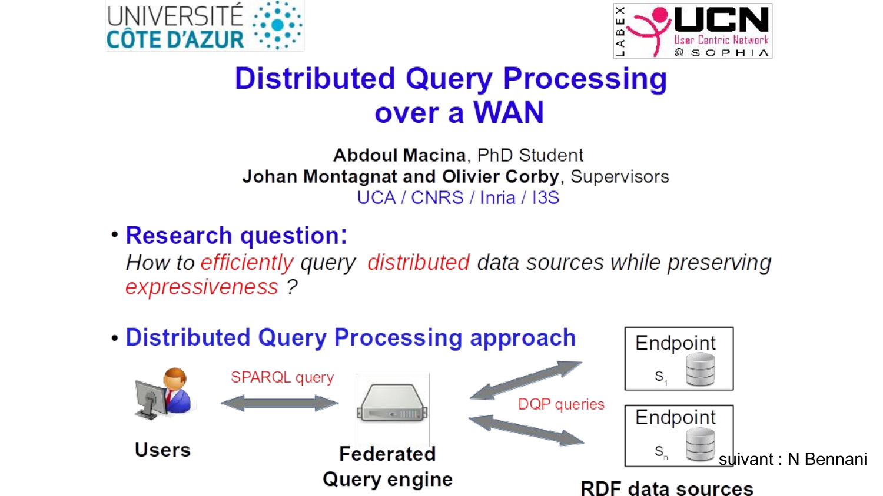# Distributed Query Processing over a WAN

**Abdoul Macina**, PhD Student
**Johan Montagnat and Olivier Corby**, Supervisors
UCA / CNRS / Inria / I3S

- **Research question:**
  *How to efficiently query distributed data sources while preserving expressiveness ?*

- **Distributed Query Processing approach**

Users — SPARQL query — Federated Query engine — DQP queries — Endpoint $S_1$ … Endpoint $S_n$

RDF data sources

suivant : N Bennani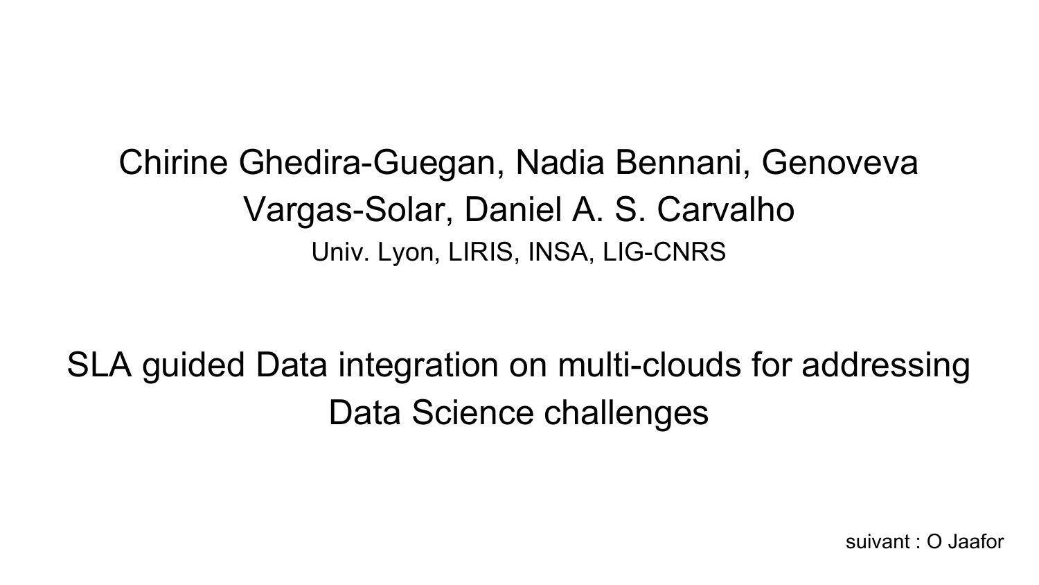Chirine Ghedira-Guegan, Nadia Bennani, Genoveva Vargas-Solar, Daniel A. S. Carvalho

Univ. Lyon, LIRIS, INSA, LIG-CNRS

# SLA guided Data integration on multi-clouds for addressing Data Science challenges

suivant : O Jaafor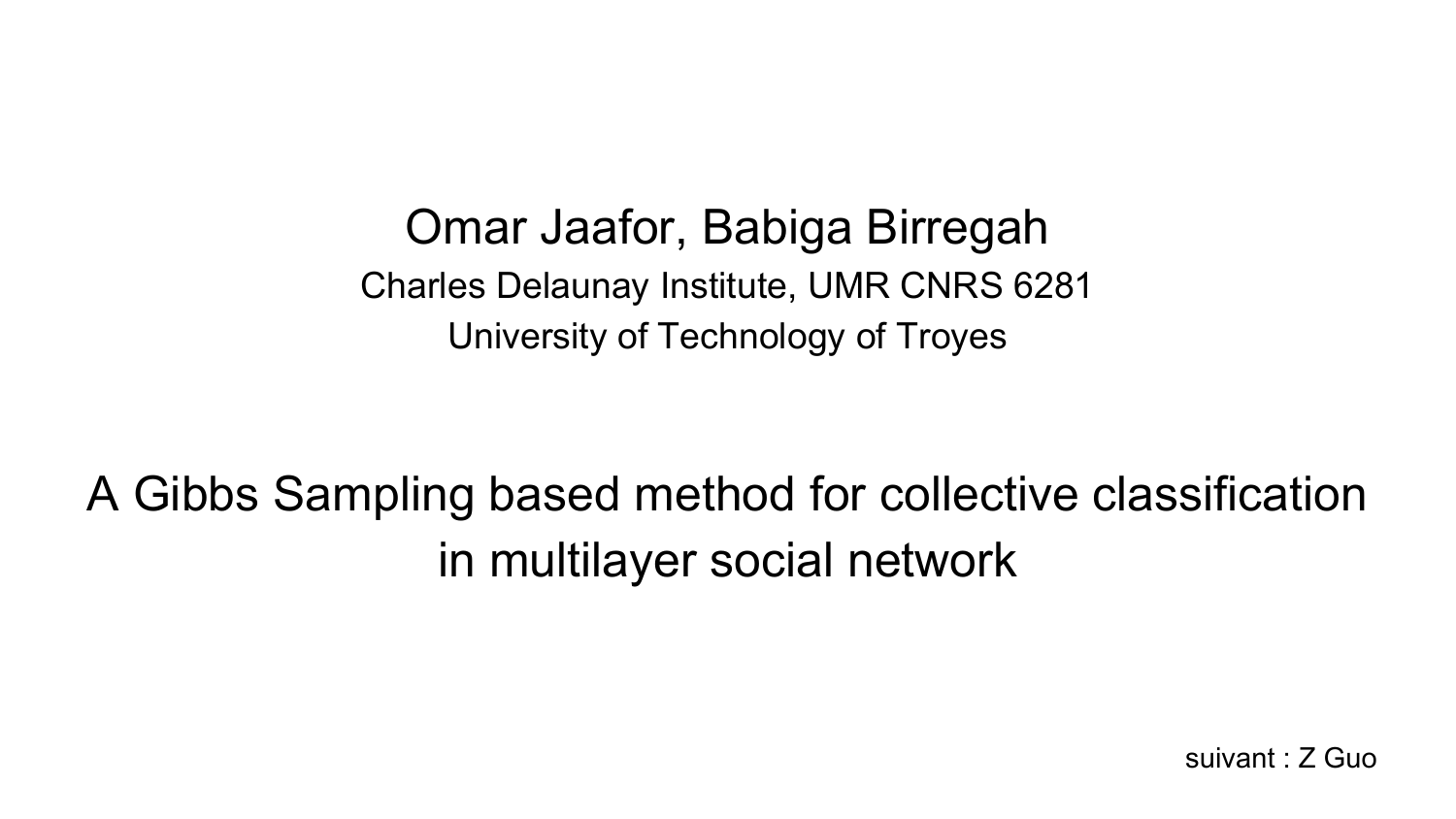Omar Jaafor, Babiga Birregah

Charles Delaunay Institute, UMR CNRS 6281

University of Technology of Troyes

# A Gibbs Sampling based method for collective classification in multilayer social network

suivant : Z Guo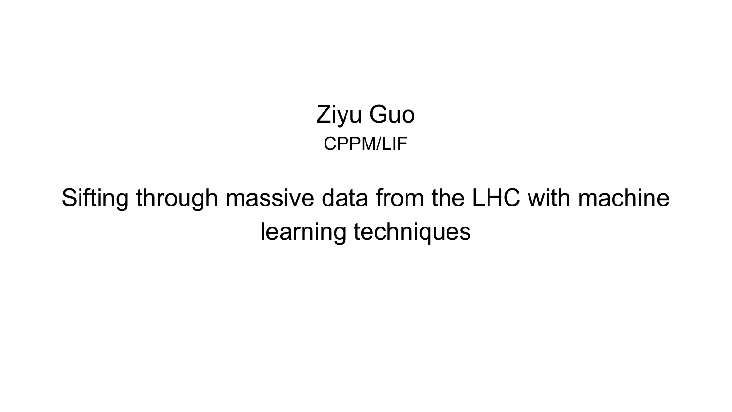Ziyu Guo

CPPM/LIF

Sifting through massive data from the LHC with machine learning techniques